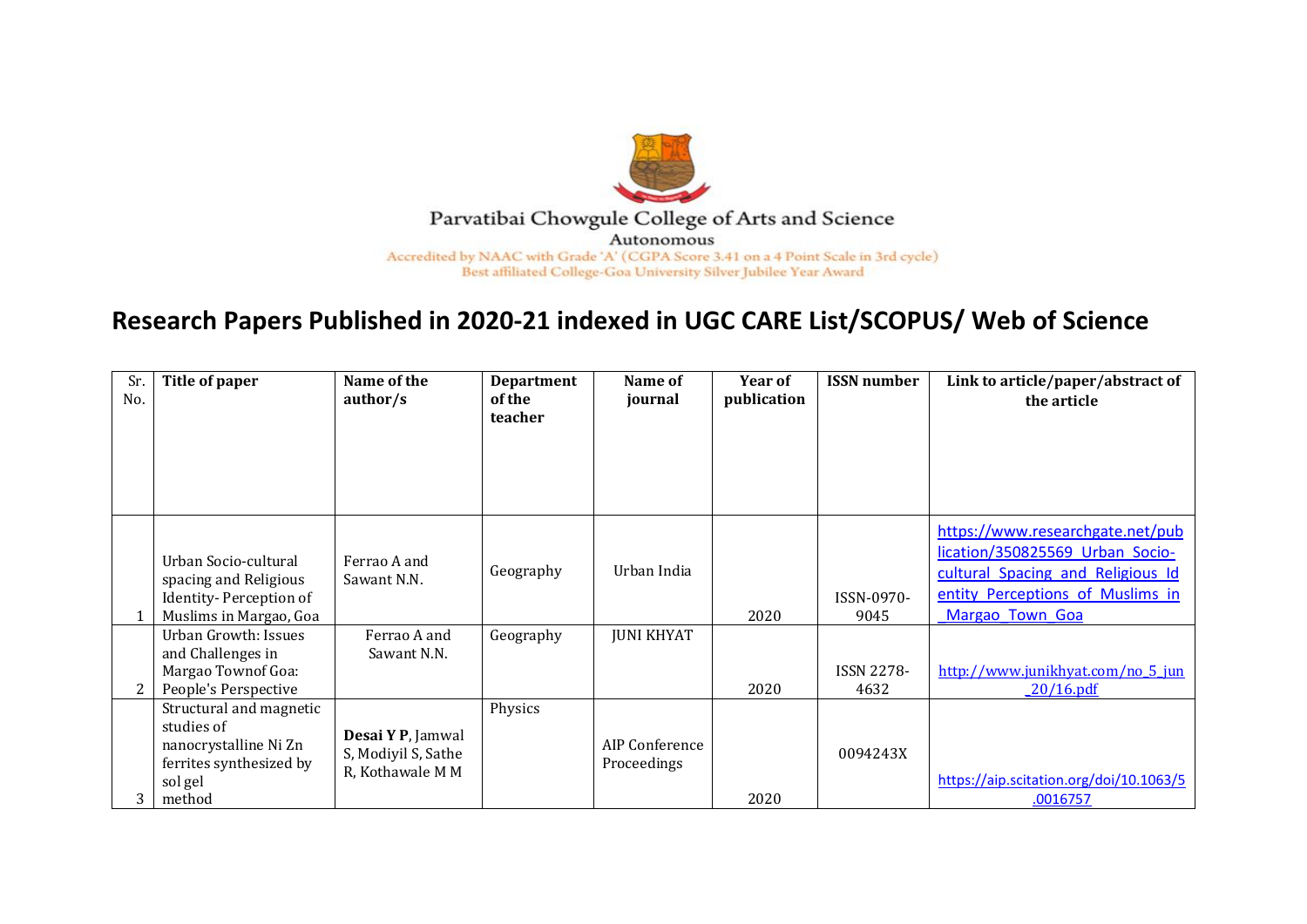Parvatibai Chowgule College of Arts and Science

Autonomous

Accredited by NAAC with Grade 'A' (CGPA Score 3.41 on a 4 Point Scale in 3rd cycle)

Best affiliated College-Goa University Silver Jubilee Year Award

# Research Papers Published in 2020-21 indexed in UGC CARE List/SCOPUS/ Web of Science

| Sr. No. | Title of paper | Name of the author/s | Department of the teacher | Name of journal | Year of publication | ISSN number | Link to article/paper/abstract of the article |
|---|---|---|---|---|---|---|---|
| 1 | Urban Socio-cultural spacing and Religious Identity- Perception of Muslims in Margao, Goa | Ferrao A and Sawant N.N. | Geography | Urban India | 2020 | ISSN-0970-9045 | https://www.researchgate.net/publication/350825569_Urban_Socio-cultural_Spacing_and_Religious_Identity_Perceptions_of_Muslims_in_Margao_Town_Goa |
| 2 | Urban Growth: Issues and Challenges in Margao Townof Goa: People's Perspective | Ferrao A and Sawant N.N. | Geography | JUNI KHYAT | 2020 | ISSN 2278-4632 | http://www.junikhyat.com/no_5_jun_20/16.pdf |
| 3 | Structural and magnetic studies of nanocrystalline Ni Zn ferrites synthesized by sol gel method | **Desai Y P**, Jamwal S, Modiyil S, Sathe R, Kothawale M M | Physics | AIP Conference Proceedings | 2020 | 0094243X | https://aip.scitation.org/doi/10.1063/5.0016757 |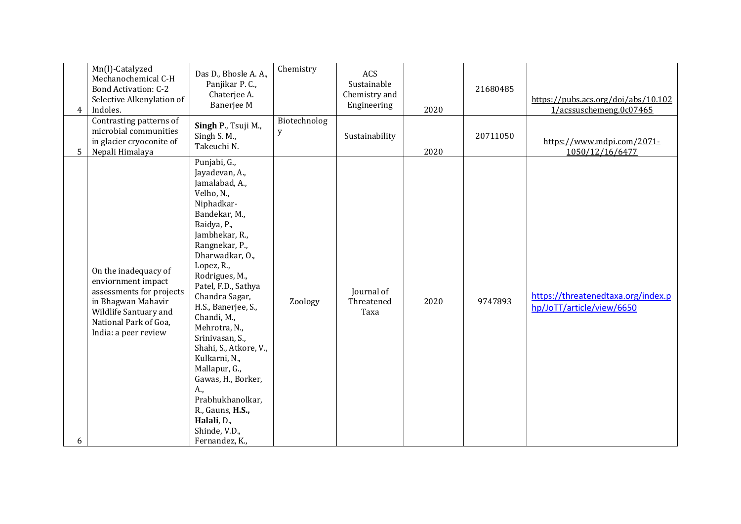| 4 | Mn(I)-Catalyzed Mechanochemical C-H Bond Activation: C-2 Selective Alkenylation of Indoles. | Das D., Bhosle A. A., Panjikar P. C., Chaterjee A. Banerjee M | Chemistry | ACS Sustainable Chemistry and Engineering | 2020 | 21680485 | https://pubs.acs.org/doi/abs/10.1021/acssuschemeng.0c07465 |
|---|---|---|---|---|---|---|---|
| 5 | Contrasting patterns of microbial communities in glacier cryoconite of Nepali Himalaya | **Singh P.**, Tsuji M., Singh S. M., Takeuchi N. | Biotechnology | Sustainability | 2020 | 20711050 | https://www.mdpi.com/2071-1050/12/16/6477 |
| 6 | On the inadequacy of enviornment impact assessments for projects in Bhagwan Mahavir Wildlife Santuary and National Park of Goa, India: a peer review | Punjabi, G., Jayadevan, A., Jamalabad, A., Velho, N., Niphadkar-Bandekar, M., Baidya, P., Jambhekar, R., Rangnekar, P., Dharwadkar, O., Lopez, R., Rodrigues, M., Patel, F.D., Sathya Chandra Sagar, H.S., Banerjee, S., Chandi, M., Mehrotra, N., Srinivasan, S., Shahi, S., Atkore, V., Kulkarni, N., Mallapur, G., Gawas, H., Borker, A., Prabhukhanolkar, R., Gauns, **H.S., Halali**, D., Shinde, V.D., Fernandez, K., | Zoology | Journal of Threatened Taxa | 2020 | 9747893 | https://threatenedtaxa.org/index.php/JoTT/article/view/6650 |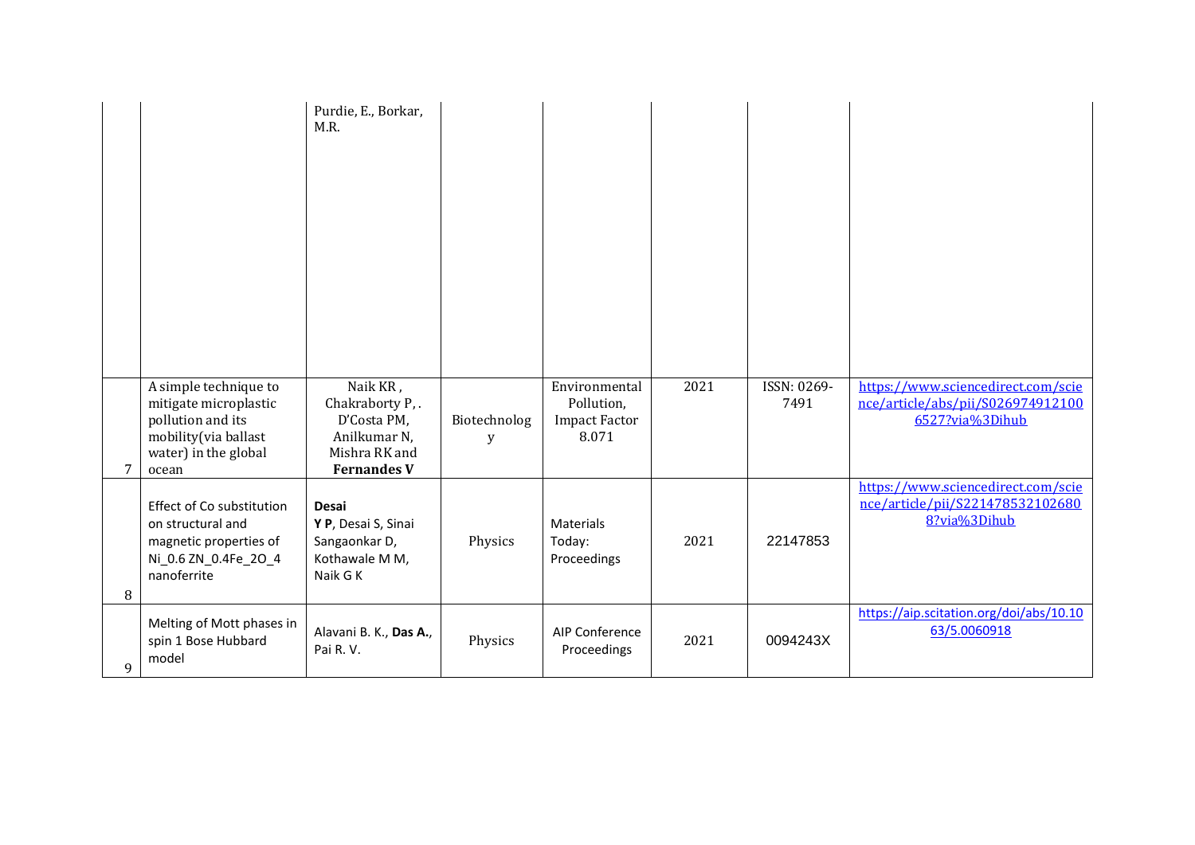| | | | | | | | |
|---|---|---|---|---|---|---|---|
| | | Purdie, E., Borkar, M.R. | | | | | |
| 7 | A simple technique to mitigate microplastic pollution and its mobility(via ballast water) in the global ocean | Naik KR , Chakraborty P, . D'Costa PM, Anilkumar N, Mishra RK and **Fernandes V** | Biotechnology | Environmental Pollution, Impact Factor 8.071 | 2021 | ISSN: 0269-7491 | https://www.sciencedirect.com/science/article/abs/pii/S0269749121006527?via%3Dihub |
| 8 | Effect of Co substitution on structural and magnetic properties of Ni_0.6 ZN_0.4Fe_2O_4 nanoferrite | **Desai Y P**, Desai S, Sinai Sangaonkar D, Kothawale M M, Naik G K | Physics | Materials Today: Proceedings | 2021 | 22147853 | https://www.sciencedirect.com/science/article/pii/S2214785321026808?via%3Dihub |
| 9 | Melting of Mott phases in spin 1 Bose Hubbard model | Alavani B. K., **Das A.**, Pai R. V. | Physics | AIP Conference Proceedings | 2021 | 0094243X | https://aip.scitation.org/doi/abs/10.1063/5.0060918 |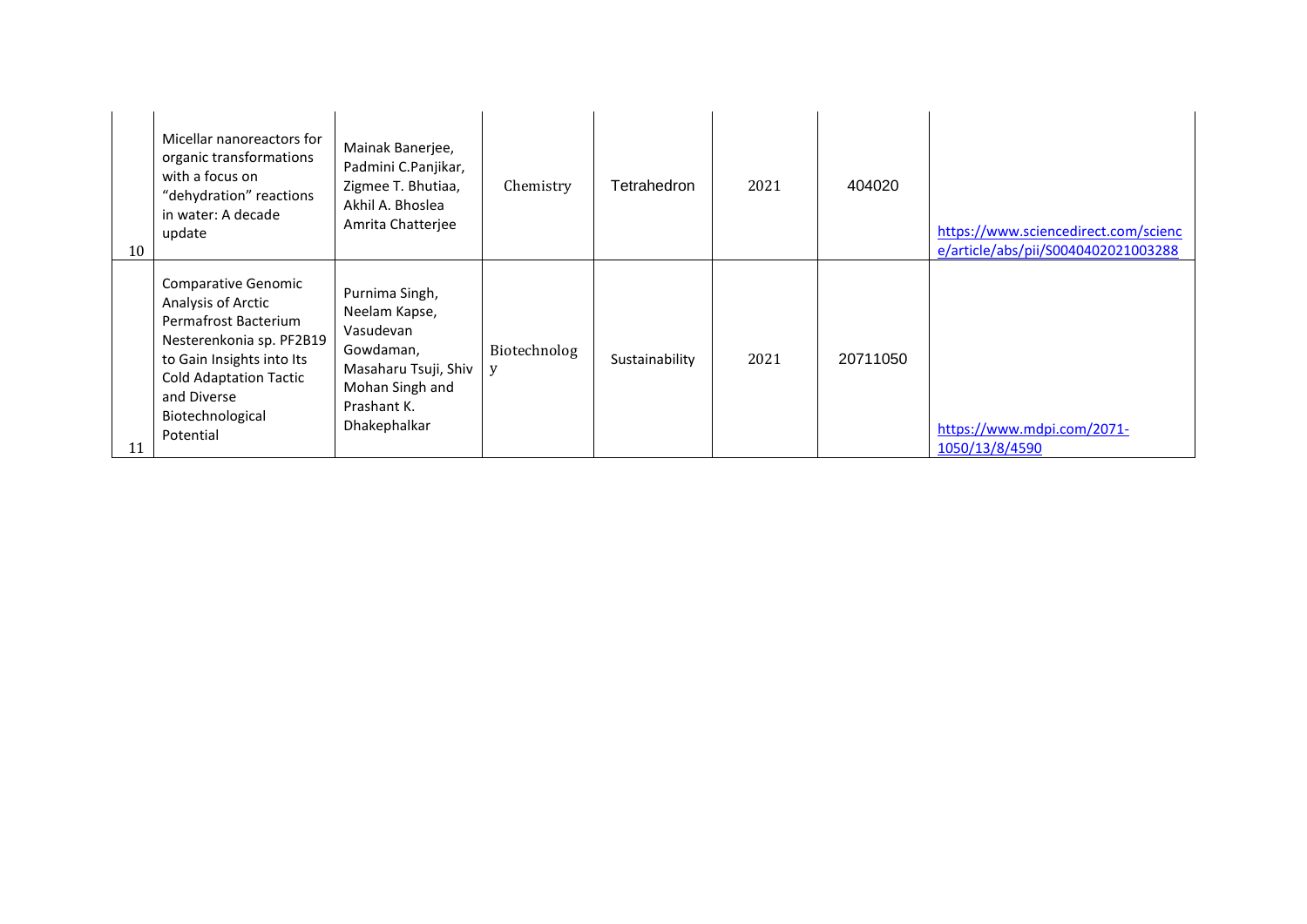| | | | | | | | |
|---|---|---|---|---|---|---|---|
| 10 | Micellar nanoreactors for organic transformations with a focus on "dehydration" reactions in water: A decade update | Mainak Banerjee, Padmini C.Panjikar, Zigmee T. Bhutiaa, Akhil A. Bhoslea Amrita Chatterjee | Chemistry | Tetrahedron | 2021 | 404020 | https://www.sciencedirect.com/science/article/abs/pii/S0040402021003288 |
| 11 | Comparative Genomic Analysis of Arctic Permafrost Bacterium Nesterenkonia sp. PF2B19 to Gain Insights into Its Cold Adaptation Tactic and Diverse Biotechnological Potential | Purnima Singh, Neelam Kapse, Vasudevan Gowdaman, Masaharu Tsuji, Shiv Mohan Singh and Prashant K. Dhakephalkar | Biotechnology | Sustainability | 2021 | 20711050 | https://www.mdpi.com/2071-1050/13/8/4590 |